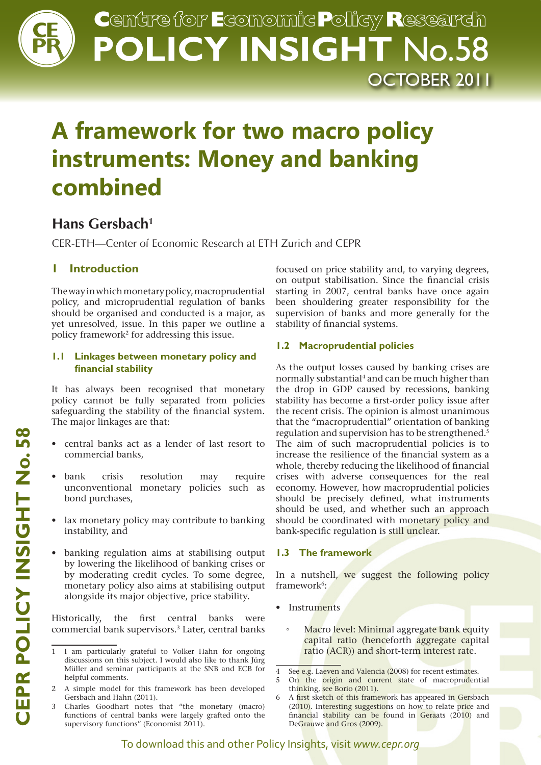# A framework for two macro policy instruments: Money and banking combined

## Hans Gersbach[1]

CER-ETH—Center of Economic Research at ETH Zurich and CEPR

## 1 Introduction

The way in which monetary policy, macroprudential policy, and microprudential regulation of banks should be organised and conducted is a major, as yet unresolved, issue. In this paper we outline a policy framework[2] for addressing this issue.

### 1.1 Linkages between monetary policy and financial stability

It has always been recognised that monetary policy cannot be fully separated from policies safeguarding the stability of the financial system. The major linkages are that:

- central banks act as a lender of last resort to commercial banks,
- bank crisis resolution may require unconventional monetary policies such as bond purchases,
- lax monetary policy may contribute to banking instability, and
- banking regulation aims at stabilising output by lowering the likelihood of banking crises or by moderating credit cycles. To some degree, monetary policy also aims at stabilising output alongside its major objective, price stability.

Historically, the first central banks were commercial bank supervisors.[3] Later, central banks focused on price stability and, to varying degrees, on output stabilisation. Since the financial crisis starting in 2007, central banks have once again been shouldering greater responsibility for the supervision of banks and more generally for the stability of financial systems.

### 1.2 Macroprudential policies

As the output losses caused by banking crises are normally substantial[4] and can be much higher than the drop in GDP caused by recessions, banking stability has become a first-order policy issue after the recent crisis. The opinion is almost unanimous that the "macroprudential" orientation of banking regulation and supervision has to be strengthened.[5] The aim of such macroprudential policies is to increase the resilience of the financial system as a whole, thereby reducing the likelihood of financial crises with adverse consequences for the real economy. However, how macroprudential policies should be precisely defined, what instruments should be used, and whether such an approach should be coordinated with monetary policy and bank-specific regulation is still unclear.

### 1.3 The framework

In a nutshell, we suggest the following policy framework[6]:

- Instruments
  - Macro level: Minimal aggregate bank equity capital ratio (henceforth aggregate capital ratio (ACR)) and short-term interest rate.

---

1 I am particularly grateful to Volker Hahn for ongoing discussions on this subject. I would also like to thank Jürg Müller and seminar participants at the SNB and ECB for helpful comments.

2 A simple model for this framework has been developed Gersbach and Hahn (2011).

3 Charles Goodhart notes that "the monetary (macro) functions of central banks were largely grafted onto the supervisory functions" (Economist 2011).

4 See e.g. Laeven and Valencia (2008) for recent estimates.

5 On the origin and current state of macroprudential thinking, see Borio (2011).

6 A first sketch of this framework has appeared in Gersbach (2010). Interesting suggestions on how to relate price and financial stability can be found in Geraats (2010) and DeGrauwe and Gros (2009).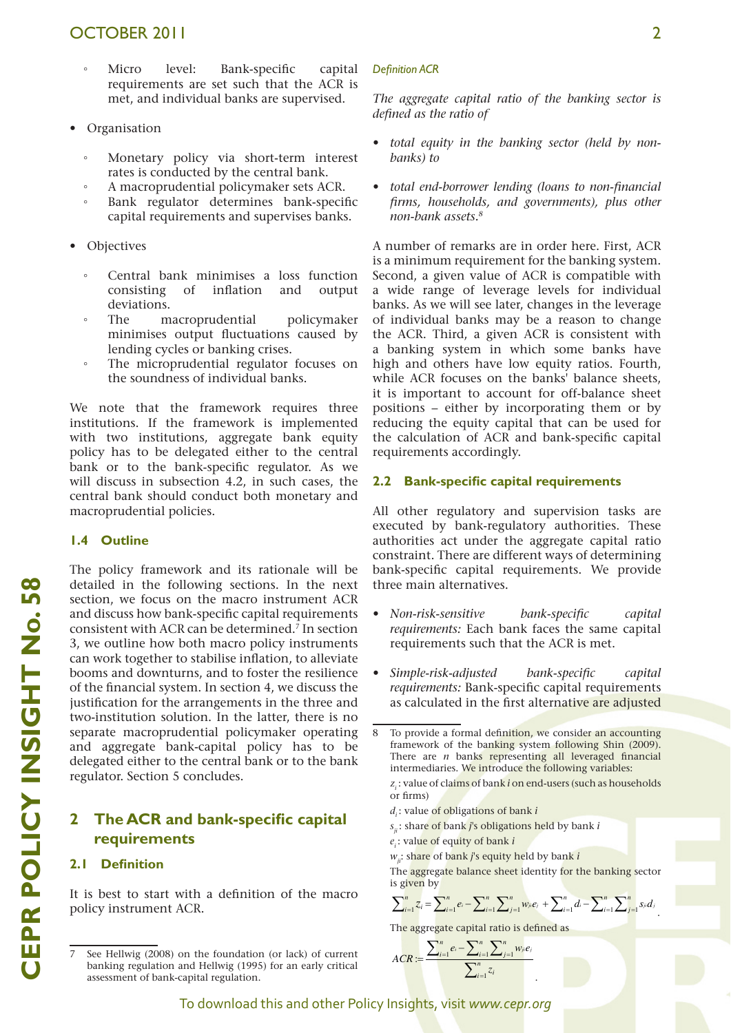- Micro level: Bank-specific capital requirements are set such that the ACR is met, and individual banks are supervised.

- Organisation
  - Monetary policy via short-term interest rates is conducted by the central bank.
  - A macroprudential policymaker sets ACR.
  - Bank regulator determines bank-specific capital requirements and supervises banks.

- Objectives
  - Central bank minimises a loss function consisting of inflation and output deviations.
  - The macroprudential policymaker minimises output fluctuations caused by lending cycles or banking crises.
  - The microprudential regulator focuses on the soundness of individual banks.

We note that the framework requires three institutions. If the framework is implemented with two institutions, aggregate bank equity policy has to be delegated either to the central bank or to the bank-specific regulator. As we will discuss in subsection 4.2, in such cases, the central bank should conduct both monetary and macroprudential policies.

### 1.4 Outline

The policy framework and its rationale will be detailed in the following sections. In the next section, we focus on the macro instrument ACR and discuss how bank-specific capital requirements consistent with ACR can be determined.[7] In section 3, we outline how both macro policy instruments can work together to stabilise inflation, to alleviate booms and downturns, and to foster the resilience of the financial system. In section 4, we discuss the justification for the arrangements in the three and two-institution solution. In the latter, there is no separate macroprudential policymaker operating and aggregate bank-capital policy has to be delegated either to the central bank or to the bank regulator. Section 5 concludes.

## 2 The ACR and bank-specific capital requirements

### 2.1 Definition

It is best to start with a definition of the macro policy instrument ACR.

*Definition ACR*

*The aggregate capital ratio of the banking sector is defined as the ratio of*

- *total equity in the banking sector (held by non-banks) to*
- *total end-borrower lending (loans to non-financial firms, households, and governments), plus other non-bank assets.*[8]

A number of remarks are in order here. First, ACR is a minimum requirement for the banking system. Second, a given value of ACR is compatible with a wide range of leverage levels for individual banks. As we will see later, changes in the leverage of individual banks may be a reason to change the ACR. Third, a given ACR is consistent with a banking system in which some banks have high and others have low equity ratios. Fourth, while ACR focuses on the banks' balance sheets, it is important to account for off-balance sheet positions – either by incorporating them or by reducing the equity capital that can be used for the calculation of ACR and bank-specific capital requirements accordingly.

### 2.2 Bank-specific capital requirements

All other regulatory and supervision tasks are executed by bank-regulatory authorities. These authorities act under the aggregate capital ratio constraint. There are different ways of determining bank-specific capital requirements. We provide three main alternatives.

- *Non-risk-sensitive bank-specific capital requirements:* Each bank faces the same capital requirements such that the ACR is met.
- *Simple-risk-adjusted bank-specific capital requirements:* Bank-specific capital requirements as calculated in the first alternative are adjusted

---

[7] See Hellwig (2008) on the foundation (or lack) of current banking regulation and Hellwig (1995) for an early critical assessment of bank-capital regulation.

[8] To provide a formal definition, we consider an accounting framework of the banking system following Shin (2009). There are $n$ banks representing all leveraged financial intermediaries. We introduce the following variables:

$z_i$: value of claims of bank $i$ on end-users (such as households or firms)

$d_i$: value of obligations of bank $i$

$s_{ji}$: share of bank $j$'s obligations held by bank $i$

$e_i$: value of equity of bank $i$

$w_{ji}$: share of bank $j$'s equity held by bank $i$

The aggregate balance sheet identity for the banking sector is given by

$$\sum_{i=1}^{n} z_i = \sum_{i=1}^{n} e_i - \sum_{i=1}^{n}\sum_{j=1}^{n} w_{ji} e_i + \sum_{i=1}^{n} d_i - \sum_{i=1}^{n}\sum_{j=1}^{n} s_{ji} d_i .$$

The aggregate capital ratio is defined as

$$ACR := \frac{\sum_{i=1}^{n} e_i - \sum_{i=1}^{n}\sum_{j=1}^{n} w_{ji} e_i}{\sum_{i=1}^{n} z_i} .$$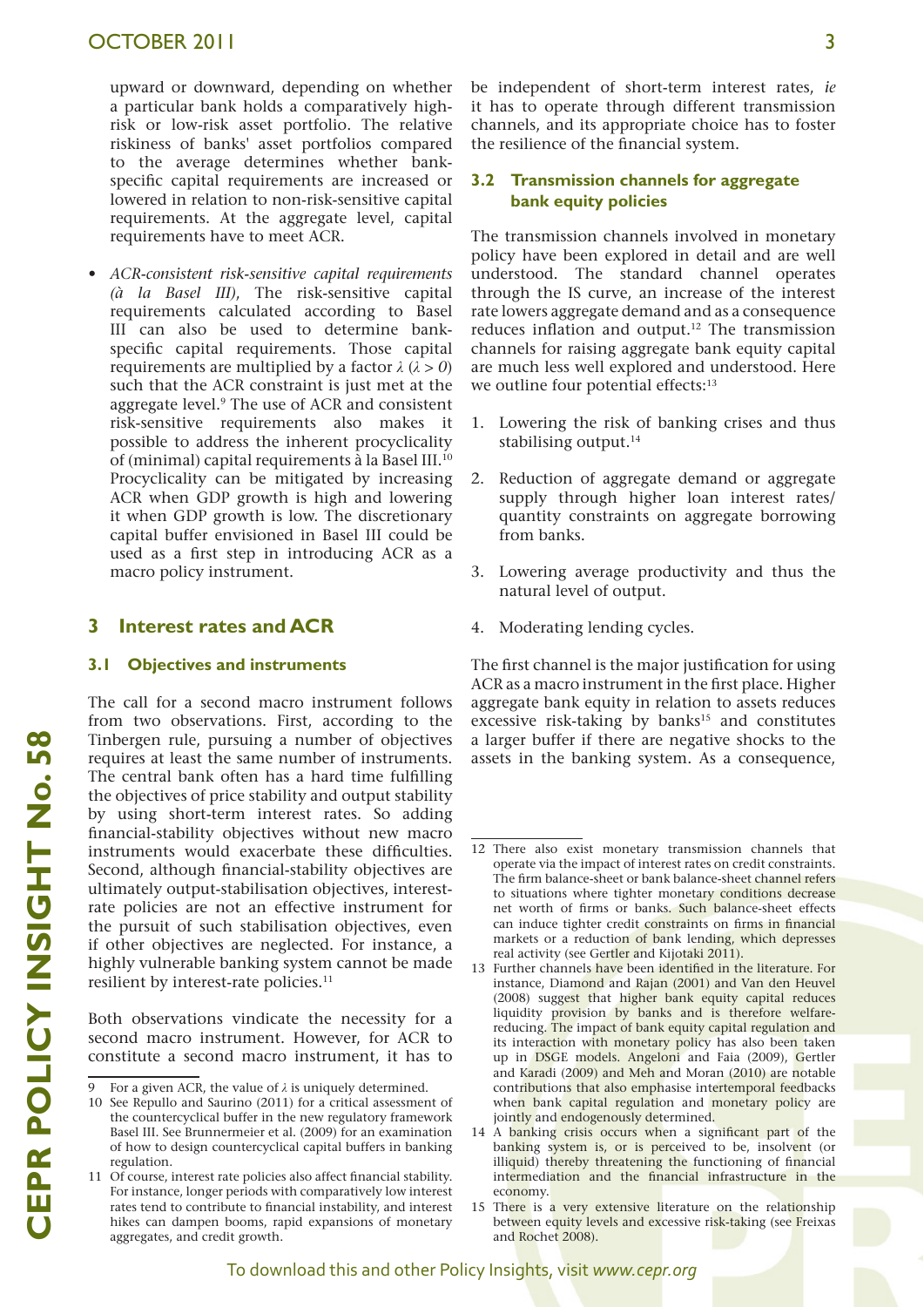upward or downward, depending on whether a particular bank holds a comparatively high-risk or low-risk asset portfolio. The relative riskiness of banks' asset portfolios compared to the average determines whether bank-specific capital requirements are increased or lowered in relation to non-risk-sensitive capital requirements. At the aggregate level, capital requirements have to meet ACR.

- *ACR-consistent risk-sensitive capital requirements (à la Basel III)*, The risk-sensitive capital requirements calculated according to Basel III can also be used to determine bank-specific capital requirements. Those capital requirements are multiplied by a factor $\lambda$ ($\lambda > 0$) such that the ACR constraint is just met at the aggregate level.[9] The use of ACR and consistent risk-sensitive requirements also makes it possible to address the inherent procyclicality of (minimal) capital requirements à la Basel III.[10] Procyclicality can be mitigated by increasing ACR when GDP growth is high and lowering it when GDP growth is low. The discretionary capital buffer envisioned in Basel III could be used as a first step in introducing ACR as a macro policy instrument.

## 3 Interest rates and ACR

### 3.1 Objectives and instruments

The call for a second macro instrument follows from two observations. First, according to the Tinbergen rule, pursuing a number of objectives requires at least the same number of instruments. The central bank often has a hard time fulfilling the objectives of price stability and output stability by using short-term interest rates. So adding financial-stability objectives without new macro instruments would exacerbate these difficulties. Second, although financial-stability objectives are ultimately output-stabilisation objectives, interest-rate policies are not an effective instrument for the pursuit of such stabilisation objectives, even if other objectives are neglected. For instance, a highly vulnerable banking system cannot be made resilient by interest-rate policies.[11]

Both observations vindicate the necessity for a second macro instrument. However, for ACR to constitute a second macro instrument, it has to be independent of short-term interest rates, *ie* it has to operate through different transmission channels, and its appropriate choice has to foster the resilience of the financial system.

### 3.2 Transmission channels for aggregate bank equity policies

The transmission channels involved in monetary policy have been explored in detail and are well understood. The standard channel operates through the IS curve, an increase of the interest rate lowers aggregate demand and as a consequence reduces inflation and output.[12] The transmission channels for raising aggregate bank equity capital are much less well explored and understood. Here we outline four potential effects:[13]

1. Lowering the risk of banking crises and thus stabilising output.[14]
2. Reduction of aggregate demand or aggregate supply through higher loan interest rates/quantity constraints on aggregate borrowing from banks.
3. Lowering average productivity and thus the natural level of output.
4. Moderating lending cycles.

The first channel is the major justification for using ACR as a macro instrument in the first place. Higher aggregate bank equity in relation to assets reduces excessive risk-taking by banks[15] and constitutes a larger buffer if there are negative shocks to the assets in the banking system. As a consequence,

---

9 For a given ACR, the value of $\lambda$ is uniquely determined.

10 See Repullo and Saurino (2011) for a critical assessment of the countercyclical buffer in the new regulatory framework Basel III. See Brunnermeier et al. (2009) for an examination of how to design countercyclical capital buffers in banking regulation.

11 Of course, interest rate policies also affect financial stability. For instance, longer periods with comparatively low interest rates tend to contribute to financial instability, and interest hikes can dampen booms, rapid expansions of monetary aggregates, and credit growth.

12 There also exist monetary transmission channels that operate via the impact of interest rates on credit constraints. The firm balance-sheet or bank balance-sheet channel refers to situations where tighter monetary conditions decrease net worth of firms or banks. Such balance-sheet effects can induce tighter credit constraints on firms in financial markets or a reduction of bank lending, which depresses real activity (see Gertler and Kijotaki 2011).

13 Further channels have been identified in the literature. For instance, Diamond and Rajan (2001) and Van den Heuvel (2008) suggest that higher bank equity capital reduces liquidity provision by banks and is therefore welfare-reducing. The impact of bank equity capital regulation and its interaction with monetary policy has also been taken up in DSGE models. Angeloni and Faia (2009), Gertler and Karadi (2009) and Meh and Moran (2010) are notable contributions that also emphasise intertemporal feedbacks when bank capital regulation and monetary policy are jointly and endogenously determined.

14 A banking crisis occurs when a significant part of the banking system is, or is perceived to be, insolvent (or illiquid) thereby threatening the functioning of financial intermediation and the financial infrastructure in the economy.

15 There is a very extensive literature on the relationship between equity levels and excessive risk-taking (see Freixas and Rochet 2008).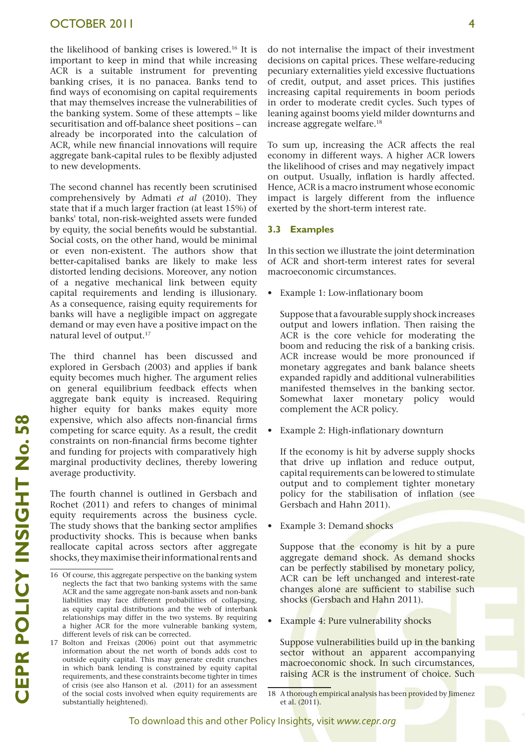the likelihood of banking crises is lowered.[16] It is important to keep in mind that while increasing ACR is a suitable instrument for preventing banking crises, it is no panacea. Banks tend to find ways of economising on capital requirements that may themselves increase the vulnerabilities of the banking system. Some of these attempts – like securitisation and off-balance sheet positions – can already be incorporated into the calculation of ACR, while new financial innovations will require aggregate bank-capital rules to be flexibly adjusted to new developments.

The second channel has recently been scrutinised comprehensively by Admati *et al* (2010). They state that if a much larger fraction (at least 15%) of banks' total, non-risk-weighted assets were funded by equity, the social benefits would be substantial. Social costs, on the other hand, would be minimal or even non-existent. The authors show that better-capitalised banks are likely to make less distorted lending decisions. Moreover, any notion of a negative mechanical link between equity capital requirements and lending is illusionary. As a consequence, raising equity requirements for banks will have a negligible impact on aggregate demand or may even have a positive impact on the natural level of output.[17]

The third channel has been discussed and explored in Gersbach (2003) and applies if bank equity becomes much higher. The argument relies on general equilibrium feedback effects when aggregate bank equity is increased. Requiring higher equity for banks makes equity more expensive, which also affects non-financial firms competing for scarce equity. As a result, the credit constraints on non-financial firms become tighter and funding for projects with comparatively high marginal productivity declines, thereby lowering average productivity.

The fourth channel is outlined in Gersbach and Rochet (2011) and refers to changes of minimal equity requirements across the business cycle. The study shows that the banking sector amplifies productivity shocks. This is because when banks reallocate capital across sectors after aggregate shocks, they maximise their informational rents and do not internalise the impact of their investment decisions on capital prices. These welfare-reducing pecuniary externalities yield excessive fluctuations of credit, output, and asset prices. This justifies increasing capital requirements in boom periods in order to moderate credit cycles. Such types of leaning against booms yield milder downturns and increase aggregate welfare.[18]

To sum up, increasing the ACR affects the real economy in different ways. A higher ACR lowers the likelihood of crises and may negatively impact on output. Usually, inflation is hardly affected. Hence, ACR is a macro instrument whose economic impact is largely different from the influence exerted by the short-term interest rate.

### 3.3 Examples

In this section we illustrate the joint determination of ACR and short-term interest rates for several macroeconomic circumstances.

- Example 1: Low-inflationary boom

  Suppose that a favourable supply shock increases output and lowers inflation. Then raising the ACR is the core vehicle for moderating the boom and reducing the risk of a banking crisis. ACR increase would be more pronounced if monetary aggregates and bank balance sheets expanded rapidly and additional vulnerabilities manifested themselves in the banking sector. Somewhat laxer monetary policy would complement the ACR policy.

- Example 2: High-inflationary downturn

  If the economy is hit by adverse supply shocks that drive up inflation and reduce output, capital requirements can be lowered to stimulate output and to complement tighter monetary policy for the stabilisation of inflation (see Gersbach and Hahn 2011).

- Example 3: Demand shocks

  Suppose that the economy is hit by a pure aggregate demand shock. As demand shocks can be perfectly stabilised by monetary policy, ACR can be left unchanged and interest-rate changes alone are sufficient to stabilise such shocks (Gersbach and Hahn 2011).

- Example 4: Pure vulnerability shocks

  Suppose vulnerabilities build up in the banking sector without an apparent accompanying macroeconomic shock. In such circumstances, raising ACR is the instrument of choice. Such

---

16 Of course, this aggregate perspective on the banking system neglects the fact that two banking systems with the same ACR and the same aggregate non-bank assets and non-bank liabilities may face different probabilities of collapsing, as equity capital distributions and the web of interbank relationships may differ in the two systems. By requiring a higher ACR for the more vulnerable banking system, different levels of risk can be corrected.

17 Bolton and Freixas (2006) point out that asymmetric information about the net worth of bonds adds cost to outside equity capital. This may generate credit crunches in which bank lending is constrained by equity capital requirements, and these constraints become tighter in times of crisis (see also Hanson et al. (2011) for an assessment of the social costs involved when equity requirements are substantially heightened).

18 A thorough empirical analysis has been provided by Jimenez et al. (2011).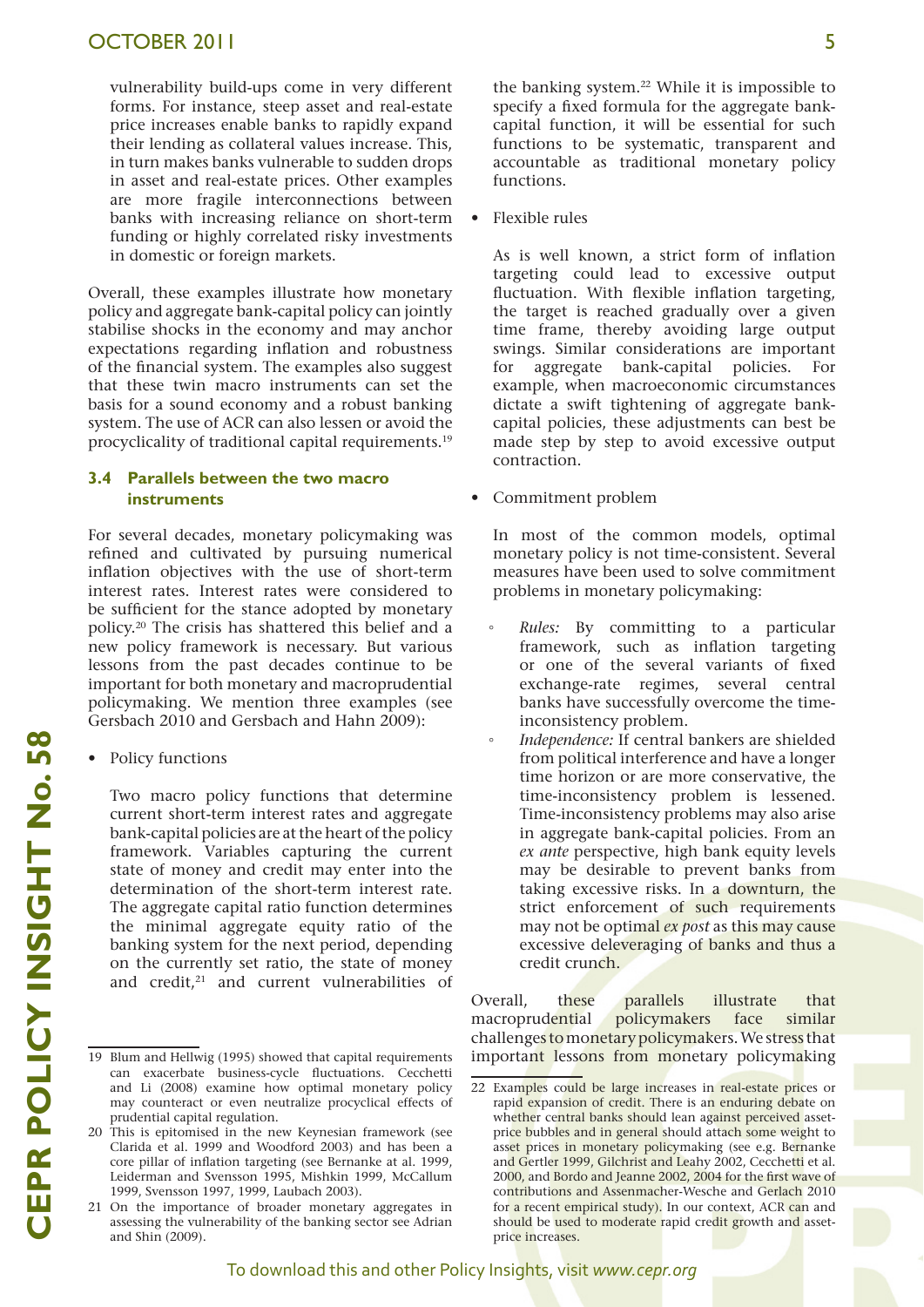vulnerability build-ups come in very different forms. For instance, steep asset and real-estate price increases enable banks to rapidly expand their lending as collateral values increase. This, in turn makes banks vulnerable to sudden drops in asset and real-estate prices. Other examples are more fragile interconnections between banks with increasing reliance on short-term funding or highly correlated risky investments in domestic or foreign markets.

Overall, these examples illustrate how monetary policy and aggregate bank-capital policy can jointly stabilise shocks in the economy and may anchor expectations regarding inflation and robustness of the financial system. The examples also suggest that these twin macro instruments can set the basis for a sound economy and a robust banking system. The use of ACR can also lessen or avoid the procyclicality of traditional capital requirements.[19]

### 3.4 Parallels between the two macro instruments

For several decades, monetary policymaking was refined and cultivated by pursuing numerical inflation objectives with the use of short-term interest rates. Interest rates were considered to be sufficient for the stance adopted by monetary policy.[20] The crisis has shattered this belief and a new policy framework is necessary. But various lessons from the past decades continue to be important for both monetary and macroprudential policymaking. We mention three examples (see Gersbach 2010 and Gersbach and Hahn 2009):

- Policy functions

  Two macro policy functions that determine current short-term interest rates and aggregate bank-capital policies are at the heart of the policy framework. Variables capturing the current state of money and credit may enter into the determination of the short-term interest rate. The aggregate capital ratio function determines the minimal aggregate equity ratio of the banking system for the next period, depending on the currently set ratio, the state of money and credit,[21] and current vulnerabilities of the banking system.[22] While it is impossible to specify a fixed formula for the aggregate bank-capital function, it will be essential for such functions to be systematic, transparent and accountable as traditional monetary policy functions.

- Flexible rules

  As is well known, a strict form of inflation targeting could lead to excessive output fluctuation. With flexible inflation targeting, the target is reached gradually over a given time frame, thereby avoiding large output swings. Similar considerations are important for aggregate bank-capital policies. For example, when macroeconomic circumstances dictate a swift tightening of aggregate bank-capital policies, these adjustments can best be made step by step to avoid excessive output contraction.

- Commitment problem

  In most of the common models, optimal monetary policy is not time-consistent. Several measures have been used to solve commitment problems in monetary policymaking:

  - *Rules:* By committing to a particular framework, such as inflation targeting or one of the several variants of fixed exchange-rate regimes, several central banks have successfully overcome the time-inconsistency problem.
  - *Independence:* If central bankers are shielded from political interference and have a longer time horizon or are more conservative, the time-inconsistency problem is lessened. Time-inconsistency problems may also arise in aggregate bank-capital policies. From an *ex ante* perspective, high bank equity levels may be desirable to prevent banks from taking excessive risks. In a downturn, the strict enforcement of such requirements may not be optimal *ex post* as this may cause excessive deleveraging of banks and thus a credit crunch.

Overall, these parallels illustrate that macroprudential policymakers face similar challenges to monetary policymakers. We stress that important lessons from monetary policymaking

---

19 Blum and Hellwig (1995) showed that capital requirements can exacerbate business-cycle fluctuations. Cecchetti and Li (2008) examine how optimal monetary policy may counteract or even neutralize procyclical effects of prudential capital regulation.

20 This is epitomised in the new Keynesian framework (see Clarida et al. 1999 and Woodford 2003) and has been a core pillar of inflation targeting (see Bernanke at al. 1999, Leiderman and Svensson 1995, Mishkin 1999, McCallum 1999, Svensson 1997, 1999, Laubach 2003).

21 On the importance of broader monetary aggregates in assessing the vulnerability of the banking sector see Adrian and Shin (2009).

22 Examples could be large increases in real-estate prices or rapid expansion of credit. There is an enduring debate on whether central banks should lean against perceived asset-price bubbles and in general should attach some weight to asset prices in monetary policymaking (see e.g. Bernanke and Gertler 1999, Gilchrist and Leahy 2002, Cecchetti et al. 2000, and Bordo and Jeanne 2002, 2004 for the first wave of contributions and Assenmacher-Wesche and Gerlach 2010 for a recent empirical study). In our context, ACR can and should be used to moderate rapid credit growth and asset-price increases.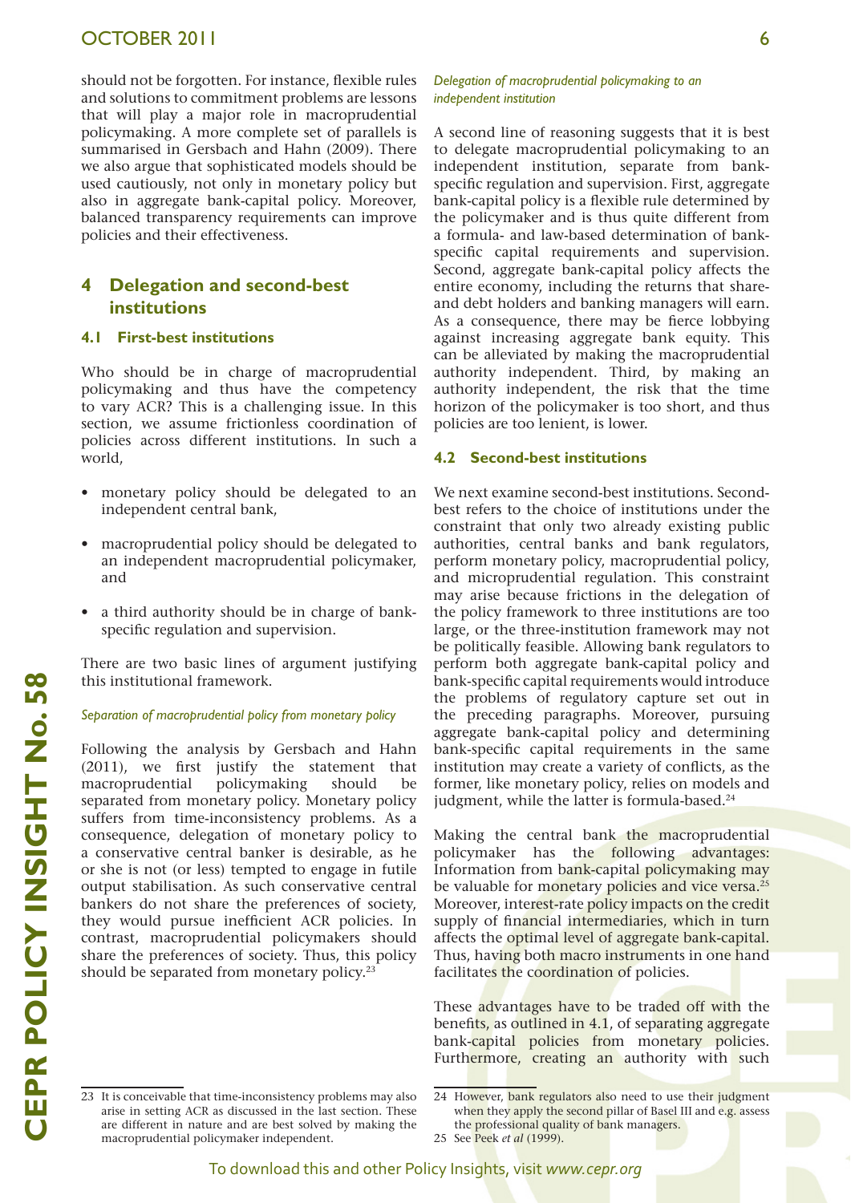should not be forgotten. For instance, flexible rules and solutions to commitment problems are lessons that will play a major role in macroprudential policymaking. A more complete set of parallels is summarised in Gersbach and Hahn (2009). There we also argue that sophisticated models should be used cautiously, not only in monetary policy but also in aggregate bank-capital policy. Moreover, balanced transparency requirements can improve policies and their effectiveness.

## 4 Delegation and second-best institutions

### 4.1 First-best institutions

Who should be in charge of macroprudential policymaking and thus have the competency to vary ACR? This is a challenging issue. In this section, we assume frictionless coordination of policies across different institutions. In such a world,

- monetary policy should be delegated to an independent central bank,
- macroprudential policy should be delegated to an independent macroprudential policymaker, and
- a third authority should be in charge of bank-specific regulation and supervision.

There are two basic lines of argument justifying this institutional framework.

*Separation of macroprudential policy from monetary policy*

Following the analysis by Gersbach and Hahn (2011), we first justify the statement that macroprudential policymaking should be separated from monetary policy. Monetary policy suffers from time-inconsistency problems. As a consequence, delegation of monetary policy to a conservative central banker is desirable, as he or she is not (or less) tempted to engage in futile output stabilisation. As such conservative central bankers do not share the preferences of society, they would pursue inefficient ACR policies. In contrast, macroprudential policymakers should share the preferences of society. Thus, this policy should be separated from monetary policy.[23]

*Delegation of macroprudential policymaking to an independent institution*

A second line of reasoning suggests that it is best to delegate macroprudential policymaking to an independent institution, separate from bank-specific regulation and supervision. First, aggregate bank-capital policy is a flexible rule determined by the policymaker and is thus quite different from a formula- and law-based determination of bank-specific capital requirements and supervision. Second, aggregate bank-capital policy affects the entire economy, including the returns that share- and debt holders and banking managers will earn. As a consequence, there may be fierce lobbying against increasing aggregate bank equity. This can be alleviated by making the macroprudential authority independent. Third, by making an authority independent, the risk that the time horizon of the policymaker is too short, and thus policies are too lenient, is lower.

### 4.2 Second-best institutions

We next examine second-best institutions. Second-best refers to the choice of institutions under the constraint that only two already existing public authorities, central banks and bank regulators, perform monetary policy, macroprudential policy, and microprudential regulation. This constraint may arise because frictions in the delegation of the policy framework to three institutions are too large, or the three-institution framework may not be politically feasible. Allowing bank regulators to perform both aggregate bank-capital policy and bank-specific capital requirements would introduce the problems of regulatory capture set out in the preceding paragraphs. Moreover, pursuing aggregate bank-capital policy and determining bank-specific capital requirements in the same institution may create a variety of conflicts, as the former, like monetary policy, relies on models and judgment, while the latter is formula-based.[24]

Making the central bank the macroprudential policymaker has the following advantages: Information from bank-capital policymaking may be valuable for monetary policies and vice versa.[25] Moreover, interest-rate policy impacts on the credit supply of financial intermediaries, which in turn affects the optimal level of aggregate bank-capital. Thus, having both macro instruments in one hand facilitates the coordination of policies.

These advantages have to be traded off with the benefits, as outlined in 4.1, of separating aggregate bank-capital policies from monetary policies. Furthermore, creating an authority with such

---

23 It is conceivable that time-inconsistency problems may also arise in setting ACR as discussed in the last section. These are different in nature and are best solved by making the macroprudential policymaker independent.

24 However, bank regulators also need to use their judgment when they apply the second pillar of Basel III and e.g. assess the professional quality of bank managers.

25 See Peek *et al* (1999).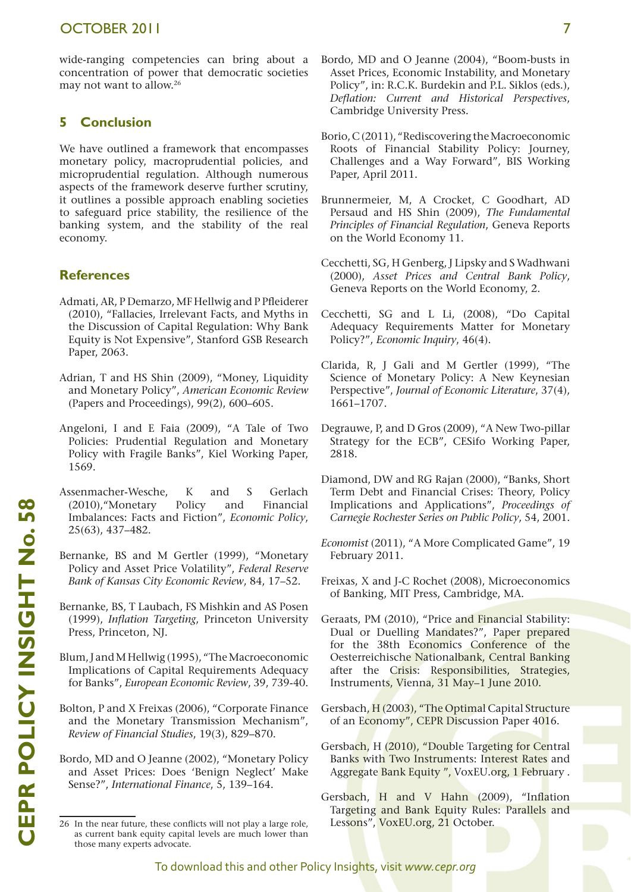wide-ranging competencies can bring about a concentration of power that democratic societies may not want to allow.[26]

## 5 Conclusion

We have outlined a framework that encompasses monetary policy, macroprudential policies, and microprudential regulation. Although numerous aspects of the framework deserve further scrutiny, it outlines a possible approach enabling societies to safeguard price stability, the resilience of the banking system, and the stability of the real economy.

## References

Admati, AR, P Demarzo, MF Hellwig and P Pfleiderer (2010), "Fallacies, Irrelevant Facts, and Myths in the Discussion of Capital Regulation: Why Bank Equity is Not Expensive", Stanford GSB Research Paper, 2063.

Adrian, T and HS Shin (2009), "Money, Liquidity and Monetary Policy", *American Economic Review* (Papers and Proceedings), 99(2), 600–605.

Angeloni, I and E Faia (2009), "A Tale of Two Policies: Prudential Regulation and Monetary Policy with Fragile Banks", Kiel Working Paper, 1569.

Assenmacher-Wesche, K and S Gerlach (2010),"Monetary Policy and Financial Imbalances: Facts and Fiction", *Economic Policy*, 25(63), 437–482.

Bernanke, BS and M Gertler (1999), "Monetary Policy and Asset Price Volatility", *Federal Reserve Bank of Kansas City Economic Review*, 84, 17–52.

Bernanke, BS, T Laubach, FS Mishkin and AS Posen (1999), *Inflation Targeting*, Princeton University Press, Princeton, NJ.

Blum, J and M Hellwig (1995), "The Macroeconomic Implications of Capital Requirements Adequacy for Banks", *European Economic Review*, 39, 739-40.

Bolton, P and X Freixas (2006), "Corporate Finance and the Monetary Transmission Mechanism", *Review of Financial Studies*, 19(3), 829–870.

Bordo, MD and O Jeanne (2002), "Monetary Policy and Asset Prices: Does 'Benign Neglect' Make Sense?", *International Finance*, 5, 139–164.

Bordo, MD and O Jeanne (2004), "Boom-busts in Asset Prices, Economic Instability, and Monetary Policy", in: R.C.K. Burdekin and P.L. Siklos (eds.), *Deflation: Current and Historical Perspectives*, Cambridge University Press.

Borio, C (2011), "Rediscovering the Macroeconomic Roots of Financial Stability Policy: Journey, Challenges and a Way Forward", BIS Working Paper, April 2011.

Brunnermeier, M, A Crocket, C Goodhart, AD Persaud and HS Shin (2009), *The Fundamental Principles of Financial Regulation*, Geneva Reports on the World Economy 11.

Cecchetti, SG, H Genberg, J Lipsky and S Wadhwani (2000), *Asset Prices and Central Bank Policy*, Geneva Reports on the World Economy, 2.

Cecchetti, SG and L Li, (2008), "Do Capital Adequacy Requirements Matter for Monetary Policy?", *Economic Inquiry*, 46(4).

Clarida, R, J Gali and M Gertler (1999), "The Science of Monetary Policy: A New Keynesian Perspective", *Journal of Economic Literature*, 37(4), 1661–1707.

Degrauwe, P, and D Gros (2009), "A New Two-pillar Strategy for the ECB", CESifo Working Paper, 2818.

Diamond, DW and RG Rajan (2000), "Banks, Short Term Debt and Financial Crises: Theory, Policy Implications and Applications", *Proceedings of Carnegie Rochester Series on Public Policy*, 54, 2001.

*Economist* (2011), "A More Complicated Game", 19 February 2011.

Freixas, X and J-C Rochet (2008), Microeconomics of Banking, MIT Press, Cambridge, MA.

Geraats, PM (2010), "Price and Financial Stability: Dual or Duelling Mandates?", Paper prepared for the 38th Economics Conference of the Oesterreichische Nationalbank, Central Banking after the Crisis: Responsibilities, Strategies, Instruments, Vienna, 31 May–1 June 2010.

Gersbach, H (2003), "The Optimal Capital Structure of an Economy", CEPR Discussion Paper 4016.

Gersbach, H (2010), "Double Targeting for Central Banks with Two Instruments: Interest Rates and Aggregate Bank Equity ", VoxEU.org, 1 February .

Gersbach, H and V Hahn (2009), "Inflation Targeting and Bank Equity Rules: Parallels and Lessons", VoxEU.org, 21 October.

---

[26] In the near future, these conflicts will not play a large role, as current bank equity capital levels are much lower than those many experts advocate.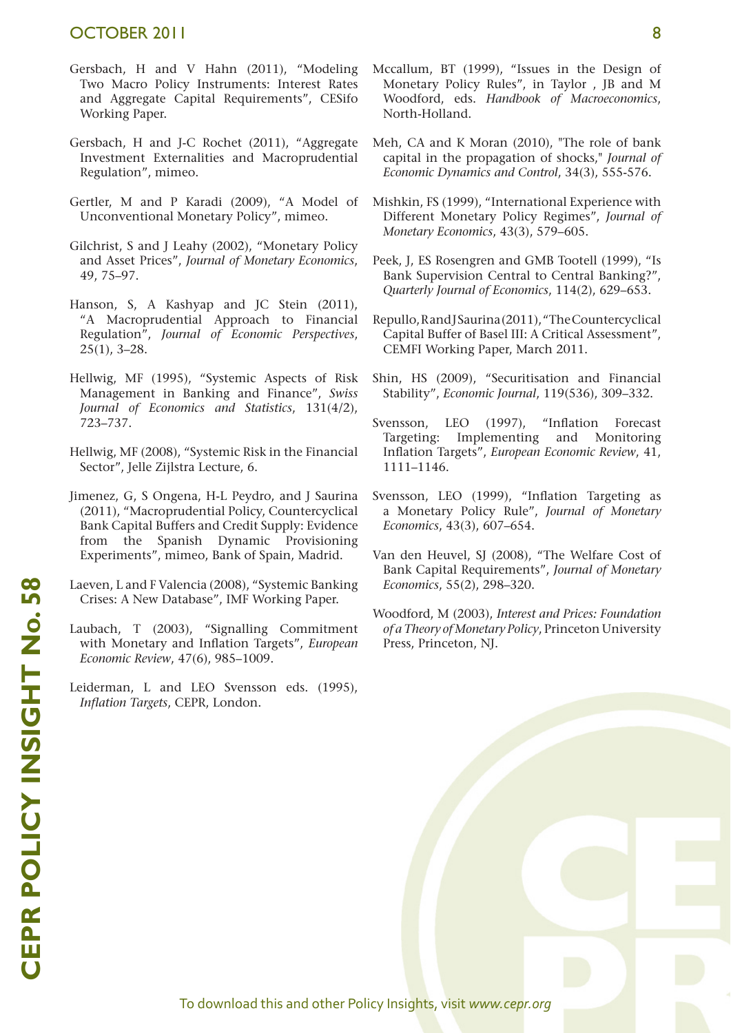Gersbach, H and V Hahn (2011), "Modeling Two Macro Policy Instruments: Interest Rates and Aggregate Capital Requirements", CESifo Working Paper.

Gersbach, H and J-C Rochet (2011), "Aggregate Investment Externalities and Macroprudential Regulation", mimeo.

Gertler, M and P Karadi (2009), "A Model of Unconventional Monetary Policy", mimeo.

Gilchrist, S and J Leahy (2002), "Monetary Policy and Asset Prices", *Journal of Monetary Economics*, 49, 75–97.

Hanson, S, A Kashyap and JC Stein (2011), "A Macroprudential Approach to Financial Regulation", *Journal of Economic Perspectives*, 25(1), 3–28.

Hellwig, MF (1995), "Systemic Aspects of Risk Management in Banking and Finance", *Swiss Journal of Economics and Statistics*, 131(4/2), 723–737.

Hellwig, MF (2008), "Systemic Risk in the Financial Sector", Jelle Zijlstra Lecture, 6.

Jimenez, G, S Ongena, H-L Peydro, and J Saurina (2011), "Macroprudential Policy, Countercyclical Bank Capital Buffers and Credit Supply: Evidence from the Spanish Dynamic Provisioning Experiments", mimeo, Bank of Spain, Madrid.

Laeven, L and F Valencia (2008), "Systemic Banking Crises: A New Database", IMF Working Paper.

Laubach, T (2003), "Signalling Commitment with Monetary and Inflation Targets", *European Economic Review*, 47(6), 985–1009.

Leiderman, L and LEO Svensson eds. (1995), *Inflation Targets*, CEPR, London.

Mccallum, BT (1999), "Issues in the Design of Monetary Policy Rules", in Taylor , JB and M Woodford, eds. *Handbook of Macroeconomics*, North-Holland.

Meh, CA and K Moran (2010), "The role of bank capital in the propagation of shocks," *Journal of Economic Dynamics and Control*, 34(3), 555-576.

Mishkin, FS (1999), "International Experience with Different Monetary Policy Regimes", *Journal of Monetary Economics*, 43(3), 579–605.

Peek, J, ES Rosengren and GMB Tootell (1999), "Is Bank Supervision Central to Central Banking?", *Quarterly Journal of Economics*, 114(2), 629–653.

Repullo, R and J Saurina (2011), "The Countercyclical Capital Buffer of Basel III: A Critical Assessment", CEMFI Working Paper, March 2011.

Shin, HS (2009), "Securitisation and Financial Stability", *Economic Journal*, 119(536), 309–332.

Svensson, LEO (1997), "Inflation Forecast Targeting: Implementing and Monitoring Inflation Targets", *European Economic Review*, 41, 1111–1146.

Svensson, LEO (1999), "Inflation Targeting as a Monetary Policy Rule", *Journal of Monetary Economics*, 43(3), 607–654.

Van den Heuvel, SJ (2008), "The Welfare Cost of Bank Capital Requirements", *Journal of Monetary Economics*, 55(2), 298–320.

Woodford, M (2003), *Interest and Prices: Foundation of a Theory of Monetary Policy*, Princeton University Press, Princeton, NJ.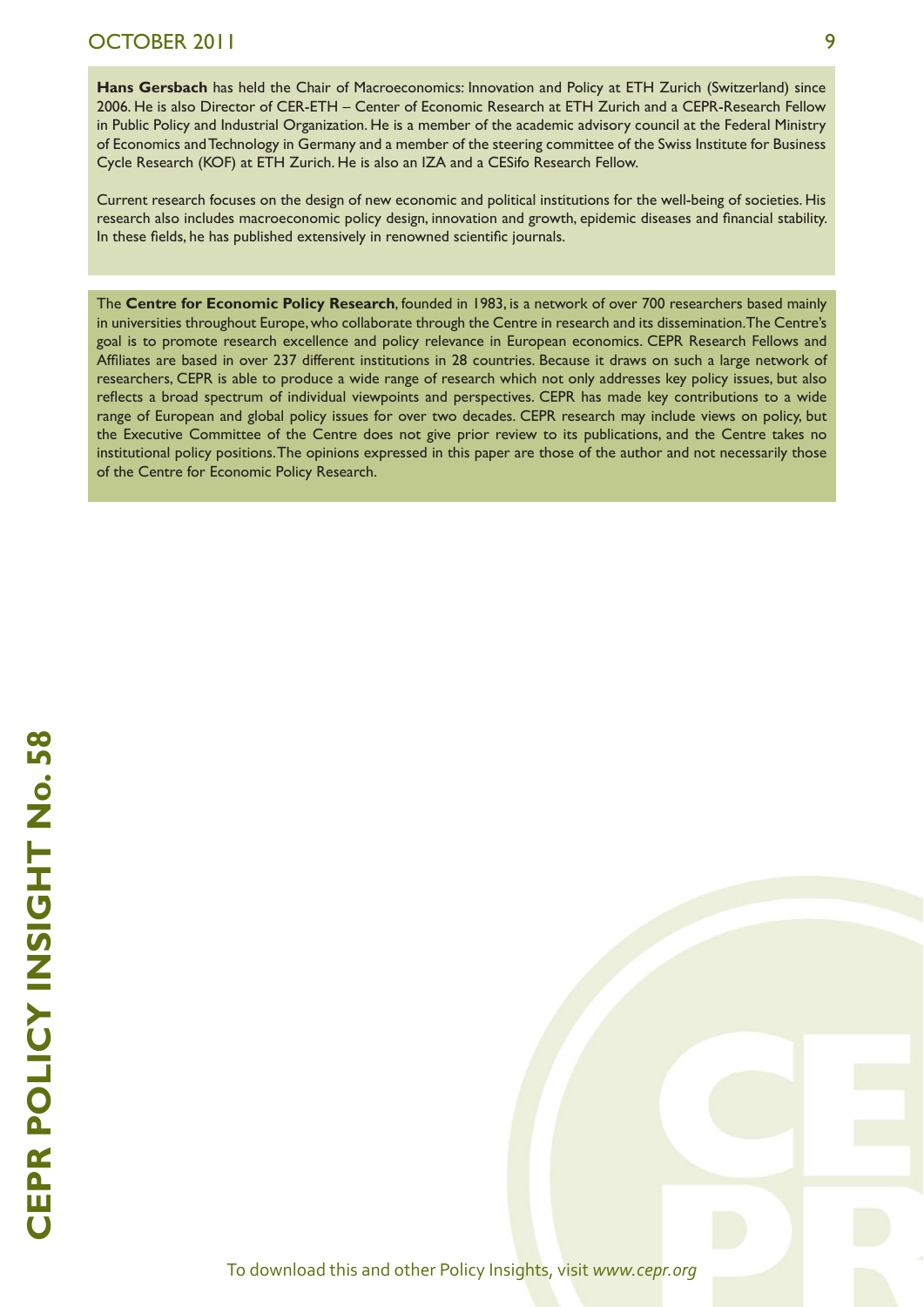**Hans Gersbach** has held the Chair of Macroeconomics: Innovation and Policy at ETH Zurich (Switzerland) since 2006. He is also Director of CER-ETH – Center of Economic Research at ETH Zurich and a CEPR-Research Fellow in Public Policy and Industrial Organization. He is a member of the academic advisory council at the Federal Ministry of Economics and Technology in Germany and a member of the steering committee of the Swiss Institute for Business Cycle Research (KOF) at ETH Zurich. He is also an IZA and a CESifo Research Fellow.

Current research focuses on the design of new economic and political institutions for the well-being of societies. His research also includes macroeconomic policy design, innovation and growth, epidemic diseases and financial stability. In these fields, he has published extensively in renowned scientific journals.

The **Centre for Economic Policy Research**, founded in 1983, is a network of over 700 researchers based mainly in universities throughout Europe, who collaborate through the Centre in research and its dissemination. The Centre's goal is to promote research excellence and policy relevance in European economics. CEPR Research Fellows and Affiliates are based in over 237 different institutions in 28 countries. Because it draws on such a large network of researchers, CEPR is able to produce a wide range of research which not only addresses key policy issues, but also reflects a broad spectrum of individual viewpoints and perspectives. CEPR has made key contributions to a wide range of European and global policy issues for over two decades. CEPR research may include views on policy, but the Executive Committee of the Centre does not give prior review to its publications, and the Centre takes no institutional policy positions. The opinions expressed in this paper are those of the author and not necessarily those of the Centre for Economic Policy Research.

To download this and other Policy Insights, visit *www.cepr.org*